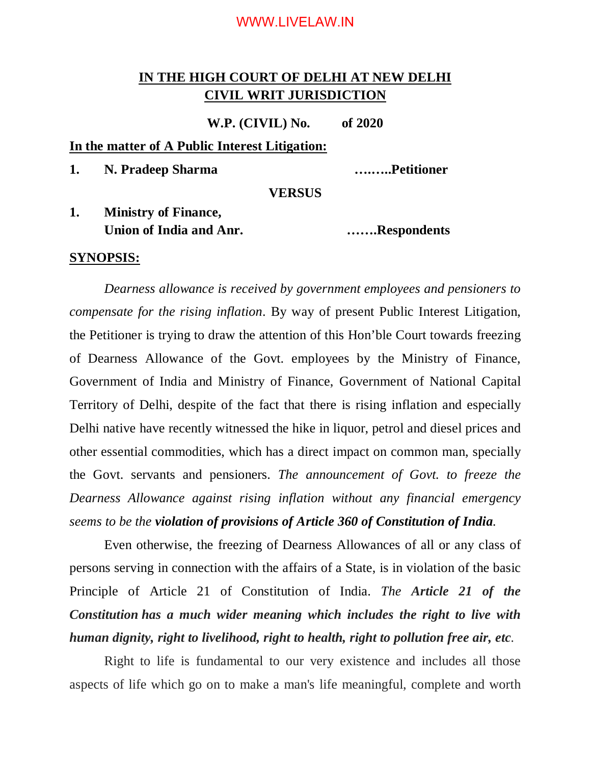# IN THE HIGH COURT OF DELHI AT NEW DELHI
## CIVIL WRIT JURISDICTION

**W.P. (CIVIL) No. of 2020**

**In the matter of A Public Interest Litigation:**

**1. N. Pradeep Sharma ……..Petitioner**

**VERSUS**

**1. Ministry of Finance,
Union of India and Anr. …….Respondents**

**SYNOPSIS:**

*Dearness allowance is received by government employees and pensioners to compensate for the rising inflation*. By way of present Public Interest Litigation, the Petitioner is trying to draw the attention of this Hon'ble Court towards freezing of Dearness Allowance of the Govt. employees by the Ministry of Finance, Government of India and Ministry of Finance, Government of National Capital Territory of Delhi, despite of the fact that there is rising inflation and especially Delhi native have recently witnessed the hike in liquor, petrol and diesel prices and other essential commodities, which has a direct impact on common man, specially the Govt. servants and pensioners. *The announcement of Govt. to freeze the Dearness Allowance against rising inflation without any financial emergency seems to be the* ***violation of provisions of Article 360 of Constitution of India****.*

Even otherwise, the freezing of Dearness Allowances of all or any class of persons serving in connection with the affairs of a State, is in violation of the basic Principle of Article 21 of Constitution of India. *The* ***Article 21 of the Constitution*** ***has a much wider meaning which includes the right to live with human dignity, right to livelihood, right to health, right to pollution free air, etc****.*

Right to life is fundamental to our very existence and includes all those aspects of life which go on to make a man's life meaningful, complete and worth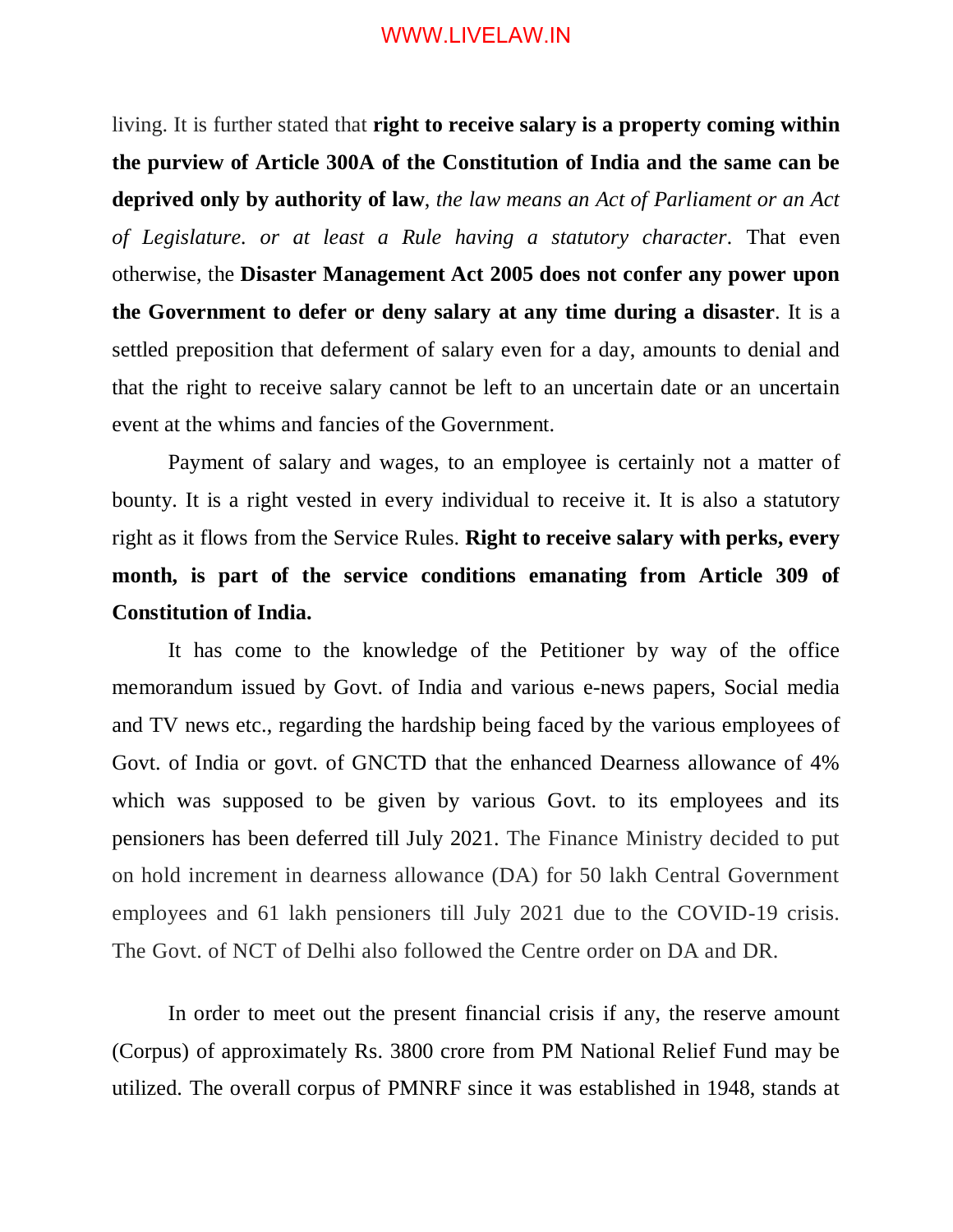living. It is further stated that **right to receive salary is a property coming within the purview of Article 300A of the Constitution of India and the same can be deprived only by authority of law**, *the law means an Act of Parliament or an Act of Legislature. or at least a Rule having a statutory character*. That even otherwise, the **Disaster Management Act 2005 does not confer any power upon the Government to defer or deny salary at any time during a disaster**. It is a settled preposition that deferment of salary even for a day, amounts to denial and that the right to receive salary cannot be left to an uncertain date or an uncertain event at the whims and fancies of the Government.

Payment of salary and wages, to an employee is certainly not a matter of bounty. It is a right vested in every individual to receive it. It is also a statutory right as it flows from the Service Rules. **Right to receive salary with perks, every month, is part of the service conditions emanating from Article 309 of Constitution of India.**

It has come to the knowledge of the Petitioner by way of the office memorandum issued by Govt. of India and various e-news papers, Social media and TV news etc., regarding the hardship being faced by the various employees of Govt. of India or govt. of GNCTD that the enhanced Dearness allowance of 4% which was supposed to be given by various Govt. to its employees and its pensioners has been deferred till July 2021. The Finance Ministry decided to put on hold increment in dearness allowance (DA) for 50 lakh Central Government employees and 61 lakh pensioners till July 2021 due to the COVID-19 crisis. The Govt. of NCT of Delhi also followed the Centre order on DA and DR.

In order to meet out the present financial crisis if any, the reserve amount (Corpus) of approximately Rs. 3800 crore from PM National Relief Fund may be utilized. The overall corpus of PMNRF since it was established in 1948, stands at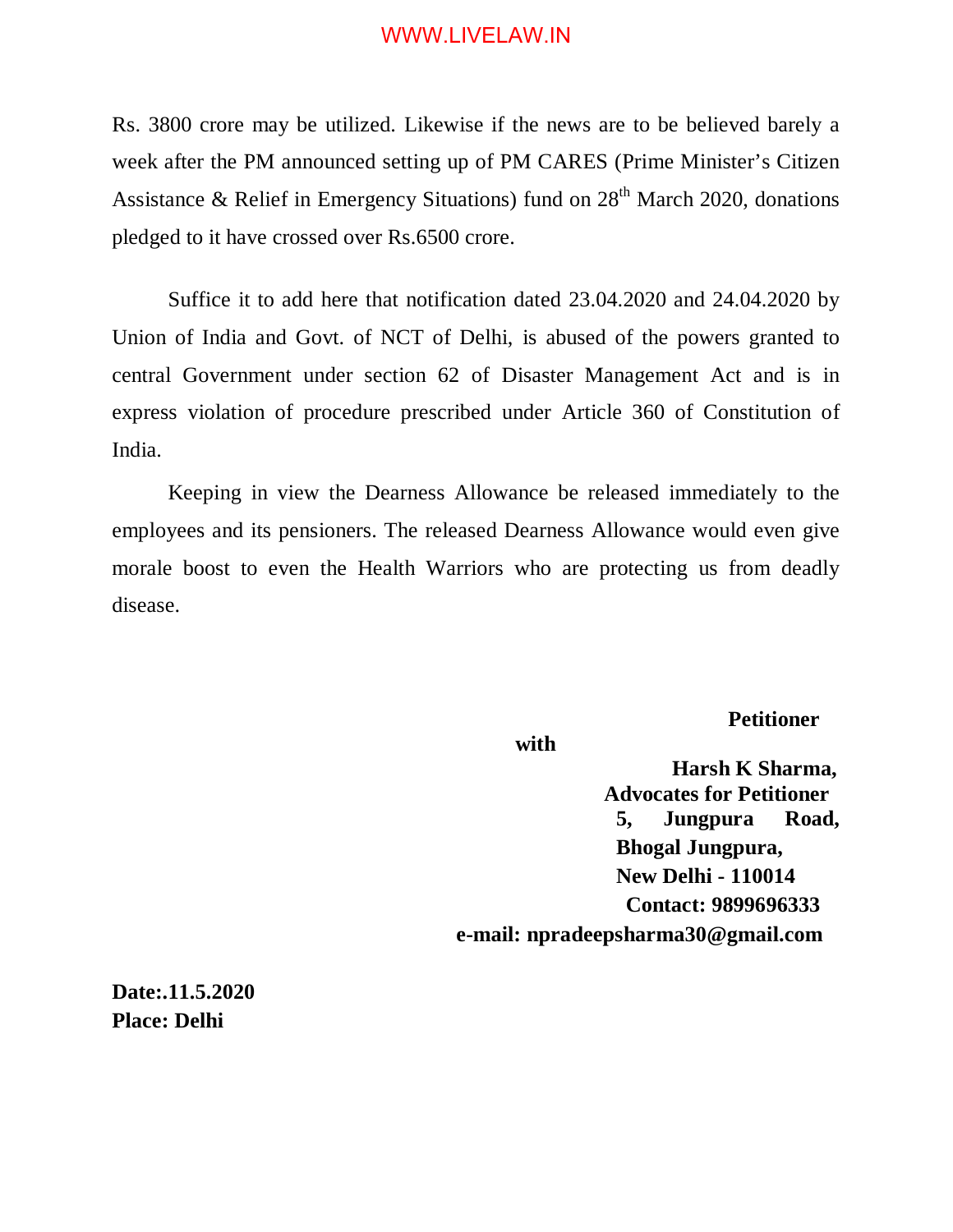Rs. 3800 crore may be utilized. Likewise if the news are to be believed barely a week after the PM announced setting up of PM CARES (Prime Minister's Citizen Assistance & Relief in Emergency Situations) fund on 28th March 2020, donations pledged to it have crossed over Rs.6500 crore.

Suffice it to add here that notification dated 23.04.2020 and 24.04.2020 by Union of India and Govt. of NCT of Delhi, is abused of the powers granted to central Government under section 62 of Disaster Management Act and is in express violation of procedure prescribed under Article 360 of Constitution of India.

Keeping in view the Dearness Allowance be released immediately to the employees and its pensioners. The released Dearness Allowance would even give morale boost to even the Health Warriors who are protecting us from deadly disease.

**Petitioner**

**with**

**Harsh K Sharma,**
**Advocates for Petitioner**
**5, Jungpura Road,**
**Bhogal Jungpura,**
**New Delhi - 110014**
**Contact: 9899696333**
**e-mail: npradeepsharma30@gmail.com**

**Date:.11.5.2020**
**Place: Delhi**